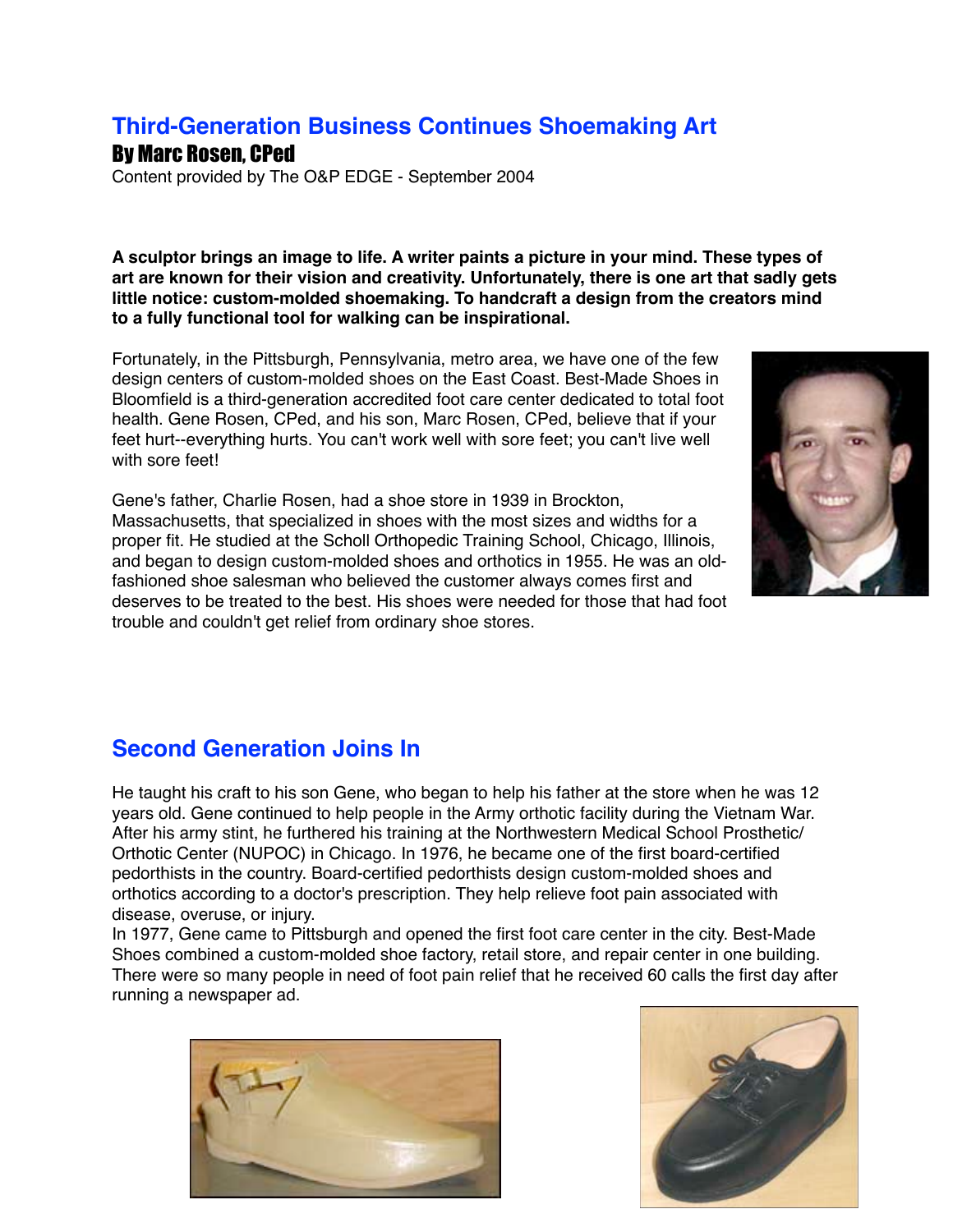# Third-Generation Business Continues Shoemaking Art

## By Marc Rosen, CPed

Content provided by The O&P EDGE - September 2004

**A sculptor brings an image to life. A writer paints a picture in your mind. These types of art are known for their vision and creativity. Unfortunately, there is one art that sadly gets little notice: custom-molded shoemaking. To handcraft a design from the creators mind to a fully functional tool for walking can be inspirational.**

Fortunately, in the Pittsburgh, Pennsylvania, metro area, we have one of the few design centers of custom-molded shoes on the East Coast. Best-Made Shoes in Bloomfield is a third-generation accredited foot care center dedicated to total foot health. Gene Rosen, CPed, and his son, Marc Rosen, CPed, believe that if your feet hurt--everything hurts. You can't work well with sore feet; you can't live well with sore feet!

Gene's father, Charlie Rosen, had a shoe store in 1939 in Brockton, Massachusetts, that specialized in shoes with the most sizes and widths for a proper fit. He studied at the Scholl Orthopedic Training School, Chicago, Illinois, and began to design custom-molded shoes and orthotics in 1955. He was an old-fashioned shoe salesman who believed the customer always comes first and deserves to be treated to the best. His shoes were needed for those that had foot trouble and couldn't get relief from ordinary shoe stores.

## Second Generation Joins In

He taught his craft to his son Gene, who began to help his father at the store when he was 12 years old. Gene continued to help people in the Army orthotic facility during the Vietnam War. After his army stint, he furthered his training at the Northwestern Medical School Prosthetic/Orthotic Center (NUPOC) in Chicago. In 1976, he became one of the first board-certified pedorthists in the country. Board-certified pedorthists design custom-molded shoes and orthotics according to a doctor's prescription. They help relieve foot pain associated with disease, overuse, or injury.

In 1977, Gene came to Pittsburgh and opened the first foot care center in the city. Best-Made Shoes combined a custom-molded shoe factory, retail store, and repair center in one building. There were so many people in need of foot pain relief that he received 60 calls the first day after running a newspaper ad.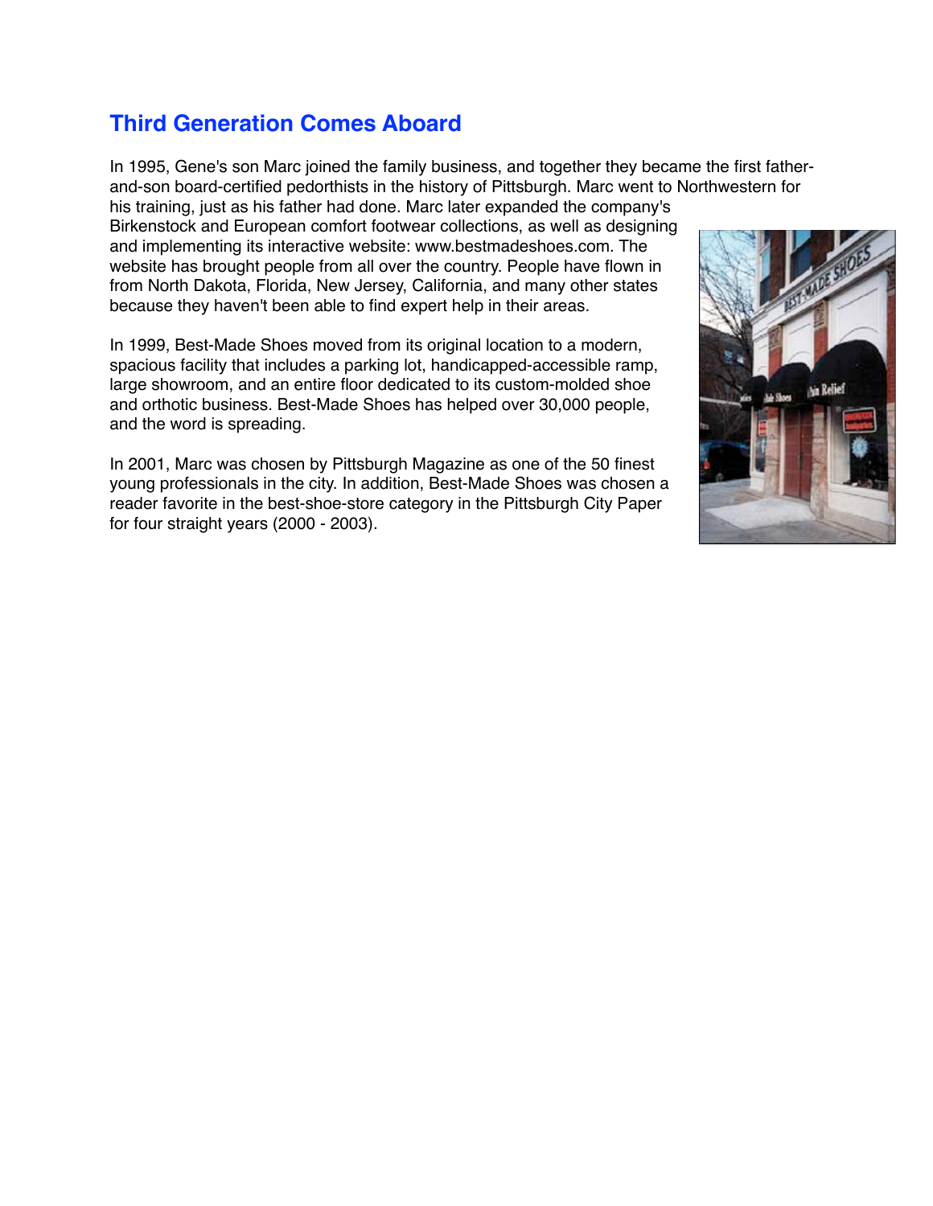## Third Generation Comes Aboard

In 1995, Gene's son Marc joined the family business, and together they became the first father-and-son board-certified pedorthists in the history of Pittsburgh. Marc went to Northwestern for his training, just as his father had done. Marc later expanded the company's Birkenstock and European comfort footwear collections, as well as designing and implementing its interactive website: www.bestmadeshoes.com. The website has brought people from all over the country. People have flown in from North Dakota, Florida, New Jersey, California, and many other states because they haven't been able to find expert help in their areas.

In 1999, Best-Made Shoes moved from its original location to a modern, spacious facility that includes a parking lot, handicapped-accessible ramp, large showroom, and an entire floor dedicated to its custom-molded shoe and orthotic business. Best-Made Shoes has helped over 30,000 people, and the word is spreading.

In 2001, Marc was chosen by Pittsburgh Magazine as one of the 50 finest young professionals in the city. In addition, Best-Made Shoes was chosen a reader favorite in the best-shoe-store category in the Pittsburgh City Paper for four straight years (2000 - 2003).